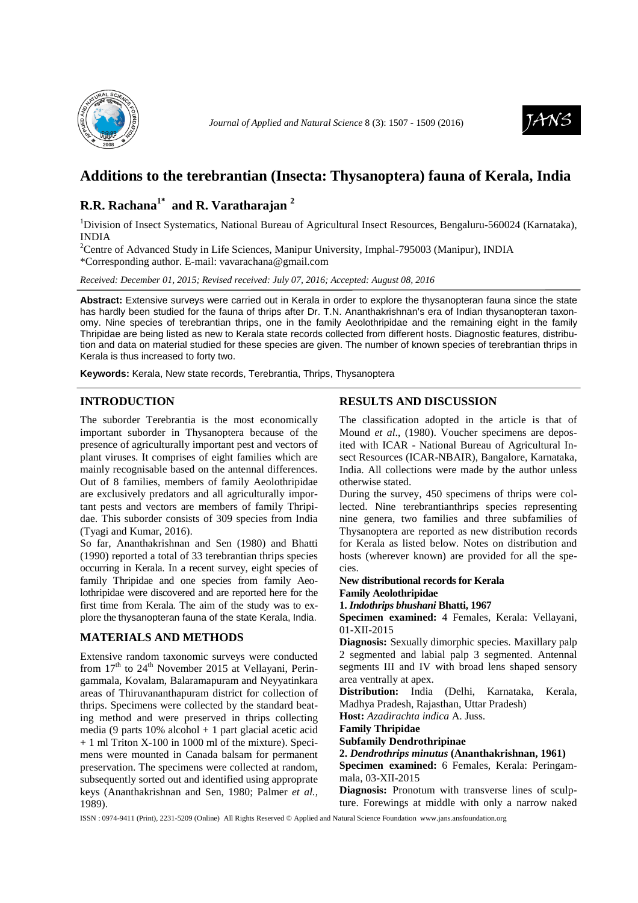# Additions to the terebrantian (Insecta: Thysanoptera) fauna of Kerala, India

## R.R. Rachana[1*] and R. Varatharajan[2]

[1]Division of Insect Systematics, National Bureau of Agricultural Insect Resources, Bengaluru-560024 (Karnataka), INDIA

[2]Centre of Advanced Study in Life Sciences, Manipur University, Imphal-795003 (Manipur), INDIA

*Corresponding author. E-mail: vavarachana@gmail.com

*Received: December 01, 2015; Revised received: July 07, 2016; Accepted: August 08, 2016*

**Abstract:** Extensive surveys were carried out in Kerala in order to explore the thysanopteran fauna since the state has hardly been studied for the fauna of thrips after Dr. T.N. Ananthakrishnan's era of Indian thysanopteran taxonomy. Nine species of terebrantian thrips, one in the family Aeolothripidae and the remaining eight in the family Thripidae are being listed as new to Kerala state records collected from different hosts. Diagnostic features, distribution and data on material studied for these species are given. The number of known species of terebrantian thrips in Kerala is thus increased to forty two.

**Keywords:** Kerala, New state records, Terebrantia, Thrips, Thysanoptera

## INTRODUCTION

The suborder Terebrantia is the most economically important suborder in Thysanoptera because of the presence of agriculturally important pest and vectors of plant viruses. It comprises of eight families which are mainly recognisable based on the antennal differences. Out of 8 families, members of family Aeolothripidae are exclusively predators and all agriculturally important pests and vectors are members of family Thripidae. This suborder consists of 309 species from India (Tyagi and Kumar, 2016).

So far, Ananthakrishnan and Sen (1980) and Bhatti (1990) reported a total of 33 terebrantian thrips species occurring in Kerala. In a recent survey, eight species of family Thripidae and one species from family Aeolothripidae were discovered and are reported here for the first time from Kerala. The aim of the study was to explore the thysanopteran fauna of the state Kerala, India.

## MATERIALS AND METHODS

Extensive random taxonomic surveys were conducted from 17[th] to 24[th] November 2015 at Vellayani, Peringammala, Kovalam, Balaramapuram and Neyyatinkara areas of Thiruvananthapuram district for collection of thrips. Specimens were collected by the standard beating method and were preserved in thrips collecting media (9 parts 10% alcohol + 1 part glacial acetic acid + 1 ml Triton X-100 in 1000 ml of the mixture). Specimens were mounted in Canada balsam for permanent preservation. The specimens were collected at random, subsequently sorted out and identified using approprate keys (Ananthakrishnan and Sen, 1980; Palmer *et al.,* 1989).

## RESULTS AND DISCUSSION

The classification adopted in the article is that of Mound *et al*., (1980). Voucher specimens are deposited with ICAR - National Bureau of Agricultural Insect Resources (ICAR-NBAIR), Bangalore, Karnataka, India. All collections were made by the author unless otherwise stated.

During the survey, 450 specimens of thrips were collected. Nine terebrantianthrips species representing nine genera, two families and three subfamilies of Thysanoptera are reported as new distribution records for Kerala as listed below. Notes on distribution and hosts (wherever known) are provided for all the species.

**New distributional records for Kerala**

**Family Aeolothripidae**

**1. *Indothrips bhushani* Bhatti, 1967**

**Specimen examined:** 4 Females, Kerala: Vellayani, 01-XII-2015

**Diagnosis:** Sexually dimorphic species. Maxillary palp 2 segmented and labial palp 3 segmented. Antennal segments III and IV with broad lens shaped sensory area ventrally at apex.

**Distribution:** India (Delhi, Karnataka, Kerala, Madhya Pradesh, Rajasthan, Uttar Pradesh)

**Host:** *Azadirachta indica* A. Juss.

**Family Thripidae**

**Subfamily Dendrothripinae**

**2. *Dendrothrips minutus* (Ananthakrishnan, 1961)**

**Specimen examined:** 6 Females, Kerala: Peringammala, 03-XII-2015

**Diagnosis:** Pronotum with transverse lines of sculpture. Forewings at middle with only a narrow naked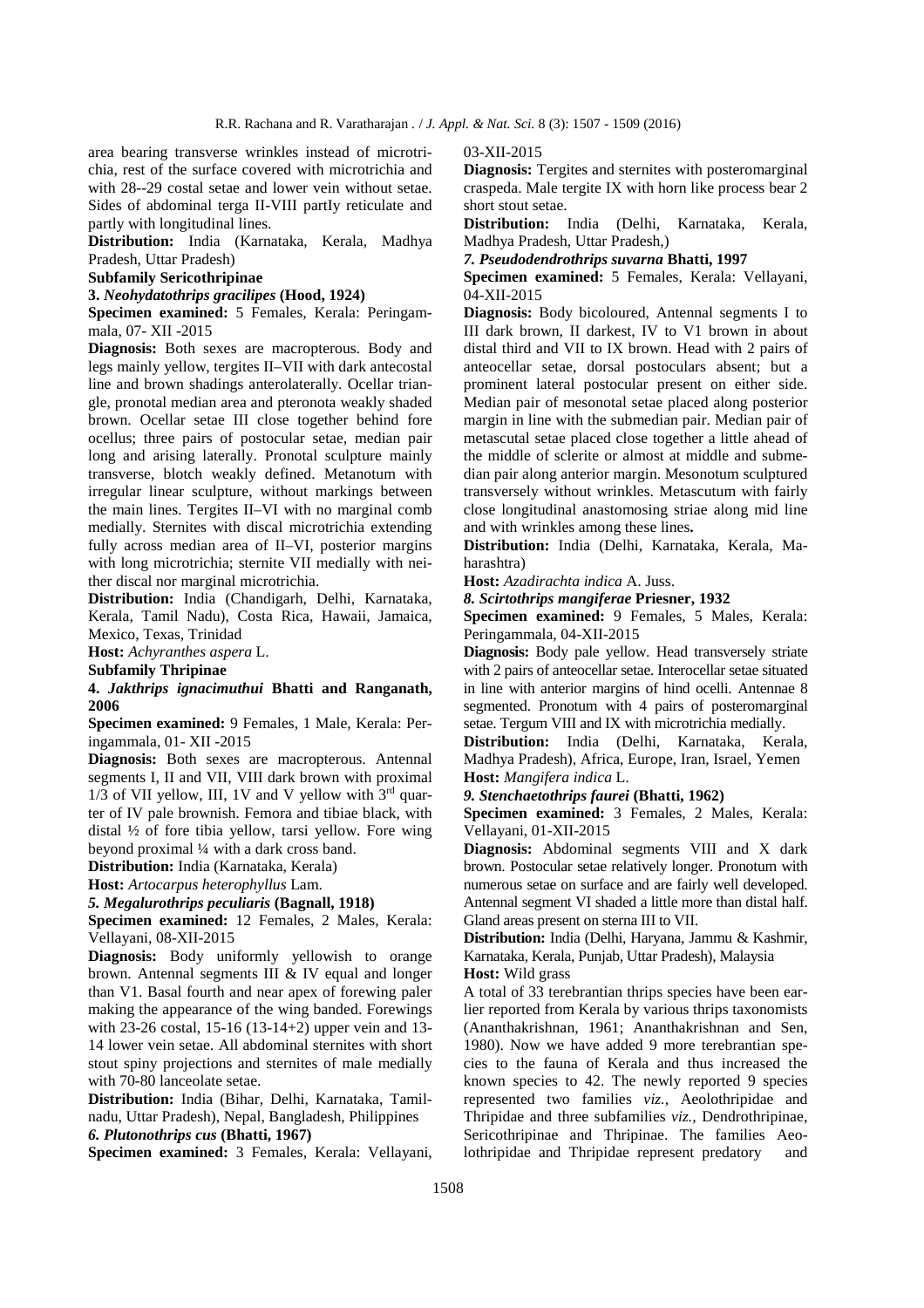area bearing transverse wrinkles instead of microtrichia, rest of the surface covered with microtrichia and with 28--29 costal setae and lower vein without setae. Sides of abdominal terga II-VIII partly reticulate and partly with longitudinal lines.

**Distribution:** India (Karnataka, Kerala, Madhya Pradesh, Uttar Pradesh)

**Subfamily Sericothripinae**

**3.** ***Neohydatothrips gracilipes*** **(Hood, 1924)**

**Specimen examined:** 5 Females, Kerala: Peringammala, 07- XII -2015

**Diagnosis:** Both sexes are macropterous. Body and legs mainly yellow, tergites II–VII with dark antecostal line and brown shadings anterolaterally. Ocellar triangle, pronotal median area and pteronota weakly shaded brown. Ocellar setae III close together behind fore ocellus; three pairs of postocular setae, median pair long and arising laterally. Pronotal sculpture mainly transverse, blotch weakly defined. Metanotum with irregular linear sculpture, without markings between the main lines. Tergites II–VI with no marginal comb medially. Sternites with discal microtrichia extending fully across median area of II–VI, posterior margins with long microtrichia; sternite VII medially with neither discal nor marginal microtrichia.

**Distribution:** India (Chandigarh, Delhi, Karnataka, Kerala, Tamil Nadu), Costa Rica, Hawaii, Jamaica, Mexico, Texas, Trinidad

**Host:** *Achyranthes aspera* L.

**Subfamily Thripinae**

**4.** ***Jakthrips ignacimuthui*** **Bhatti and Ranganath, 2006**

**Specimen examined:** 9 Females, 1 Male, Kerala: Peringammala, 01- XII -2015

**Diagnosis:** Both sexes are macropterous. Antennal segments I, II and VII, VIII dark brown with proximal 1/3 of VII yellow, III, 1V and V yellow with 3rd quarter of IV pale brownish. Femora and tibiae black, with distal ½ of fore tibia yellow, tarsi yellow. Fore wing beyond proximal ¼ with a dark cross band.

**Distribution:** India (Karnataka, Kerala)

**Host:** *Artocarpus heterophyllus* Lam.

***5. Megalurothrips peculiaris*** **(Bagnall, 1918)**

**Specimen examined:** 12 Females, 2 Males, Kerala: Vellayani, 08-XII-2015

**Diagnosis:** Body uniformly yellowish to orange brown. Antennal segments III & IV equal and longer than V1. Basal fourth and near apex of forewing paler making the appearance of the wing banded. Forewings with 23-26 costal, 15-16 (13-14+2) upper vein and 13-14 lower vein setae. All abdominal sternites with short stout spiny projections and sternites of male medially with 70-80 lanceolate setae.

**Distribution:** India (Bihar, Delhi, Karnataka, Tamilnadu, Uttar Pradesh), Nepal, Bangladesh, Philippines

***6. Plutonothrips cus*** **(Bhatti, 1967)**

**Specimen examined:** 3 Females, Kerala: Vellayani, 03-XII-2015

**Diagnosis:** Tergites and sternites with posteromarginal craspeda. Male tergite IX with horn like process bear 2 short stout setae.

**Distribution:** India (Delhi, Karnataka, Kerala, Madhya Pradesh, Uttar Pradesh,)

***7. Pseudodendrothrips suvarna*** **Bhatti, 1997**

**Specimen examined:** 5 Females, Kerala: Vellayani, 04-XII-2015

**Diagnosis:** Body bicoloured, Antennal segments I to III dark brown, II darkest, IV to V1 brown in about distal third and VII to IX brown. Head with 2 pairs of anteocellar setae, dorsal postoculars absent; but a prominent lateral postocular present on either side. Median pair of mesonotal setae placed along posterior margin in line with the submedian pair. Median pair of metascutal setae placed close together a little ahead of the middle of sclerite or almost at middle and submedian pair along anterior margin. Mesonotum sculptured transversely without wrinkles. Metascutum with fairly close longitudinal anastomosing striae along mid line and with wrinkles among these lines**.**

**Distribution:** India (Delhi, Karnataka, Kerala, Maharashtra)

**Host:** *Azadirachta indica* A. Juss.

***8. Scirtothrips mangiferae*** **Priesner, 1932**

**Specimen examined:** 9 Females, 5 Males, Kerala: Peringammala, 04-XII-2015

**Diagnosis:** Body pale yellow. Head transversely striate with 2 pairs of anteocellar setae. Interocellar setae situated in line with anterior margins of hind ocelli. Antennae 8 segmented. Pronotum with 4 pairs of posteromarginal setae. Tergum VIII and IX with microtrichia medially.

**Distribution:** India (Delhi, Karnataka, Kerala, Madhya Pradesh), Africa, Europe, Iran, Israel, Yemen

**Host:** *Mangifera indica* L.

***9. Stenchaetothrips faurei*** **(Bhatti, 1962)**

**Specimen examined:** 3 Females, 2 Males, Kerala: Vellayani, 01-XII-2015

**Diagnosis:** Abdominal segments VIII and X dark brown. Postocular setae relatively longer. Pronotum with numerous setae on surface and are fairly well developed. Antennal segment VI shaded a little more than distal half. Gland areas present on sterna III to VII.

**Distribution:** India (Delhi, Haryana, Jammu & Kashmir, Karnataka, Kerala, Punjab, Uttar Pradesh), Malaysia

**Host:** Wild grass

A total of 33 terebrantian thrips species have been earlier reported from Kerala by various thrips taxonomists (Ananthakrishnan, 1961; Ananthakrishnan and Sen, 1980). Now we have added 9 more terebrantian species to the fauna of Kerala and thus increased the known species to 42. The newly reported 9 species represented two families *viz.,* Aeolothripidae and Thripidae and three subfamilies *viz.,* Dendrothripinae, Sericothripinae and Thripinae. The families Aeolothripidae and Thripidae represent predatory and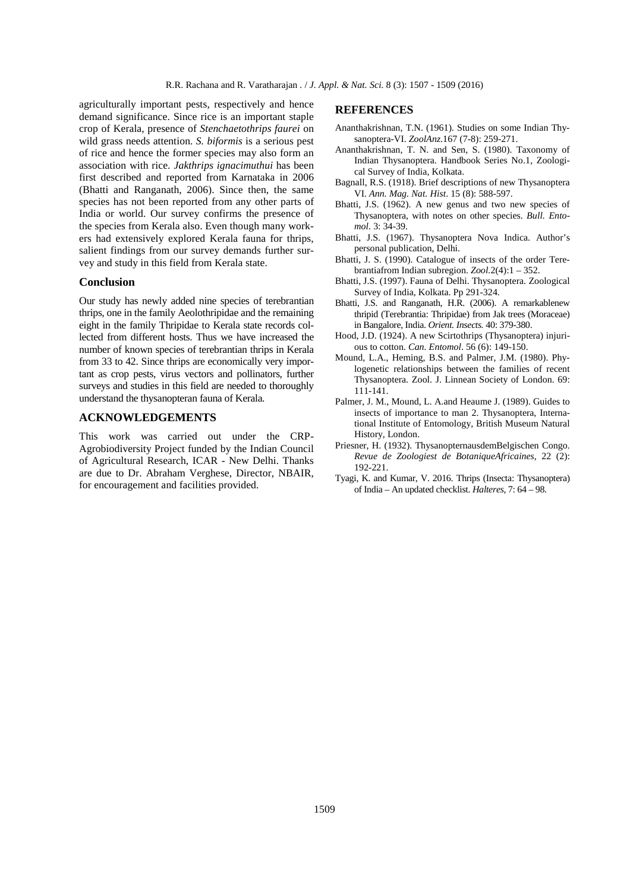agriculturally important pests, respectively and hence demand significance. Since rice is an important staple crop of Kerala, presence of *Stenchaetothrips faurei* on wild grass needs attention. *S. biformis* is a serious pest of rice and hence the former species may also form an association with rice. *Jakthrips ignacimuthui* has been first described and reported from Karnataka in 2006 (Bhatti and Ranganath, 2006). Since then, the same species has not been reported from any other parts of India or world. Our survey confirms the presence of the species from Kerala also. Even though many workers had extensively explored Kerala fauna for thrips, salient findings from our survey demands further survey and study in this field from Kerala state.

### Conclusion

Our study has newly added nine species of terebrantian thrips, one in the family Aeolothripidae and the remaining eight in the family Thripidae to Kerala state records collected from different hosts. Thus we have increased the number of known species of terebrantian thrips in Kerala from 33 to 42. Since thrips are economically very important as crop pests, virus vectors and pollinators, further surveys and studies in this field are needed to thoroughly understand the thysanopteran fauna of Kerala.

## ACKNOWLEDGEMENTS

This work was carried out under the CRP-Agrobiodiversity Project funded by the Indian Council of Agricultural Research, ICAR - New Delhi. Thanks are due to Dr. Abraham Verghese, Director, NBAIR, for encouragement and facilities provided.

## REFERENCES

Ananthakrishnan, T.N. (1961). Studies on some Indian Thysanoptera-VI. *ZoolAnz*.167 (7-8): 259-271.

Ananthakrishnan, T. N. and Sen, S. (1980). Taxonomy of Indian Thysanoptera. Handbook Series No.1, Zoological Survey of India, Kolkata.

Bagnall, R.S. (1918). Brief descriptions of new Thysanoptera VI. *Ann. Mag. Nat. Hist*. 15 (8): 588-597.

Bhatti, J.S. (1962). A new genus and two new species of Thysanoptera, with notes on other species. *Bull. Entomol*. 3: 34-39.

Bhatti, J.S. (1967). Thysanoptera Nova Indica. Author's personal publication, Delhi.

Bhatti, J. S. (1990). Catalogue of insects of the order Terebrantiafrom Indian subregion. *Zool*.2(4):1 – 352.

Bhatti, J.S. (1997). Fauna of Delhi. Thysanoptera. Zoological Survey of India, Kolkata. Pp 291-324.

Bhatti, J.S. and Ranganath, H.R. (2006). A remarkablenew thripid (Terebrantia: Thripidae) from Jak trees (Moraceae) in Bangalore, India. *Orient. Insects.* 40: 379-380.

Hood, J.D. (1924). A new Scirtothrips (Thysanoptera) injurious to cotton. *Can. Entomol*. 56 (6): 149-150.

Mound, L.A., Heming, B.S. and Palmer, J.M. (1980). Phylogenetic relationships between the families of recent Thysanoptera. Zool. J. Linnean Society of London. 69: 111-141.

Palmer, J. M., Mound, L. A.and Heaume J. (1989). Guides to insects of importance to man 2. Thysanoptera, International Institute of Entomology, British Museum Natural History, London.

Priesner, H. (1932). ThysanopternausdemBelgischen Congo. *Revue de Zoologiest de BotaniqueAfricaines*, 22 (2): 192-221.

Tyagi, K. and Kumar, V. 2016. Thrips (Insecta: Thysanoptera) of India – An updated checklist. *Halteres*, 7: 64 – 98.